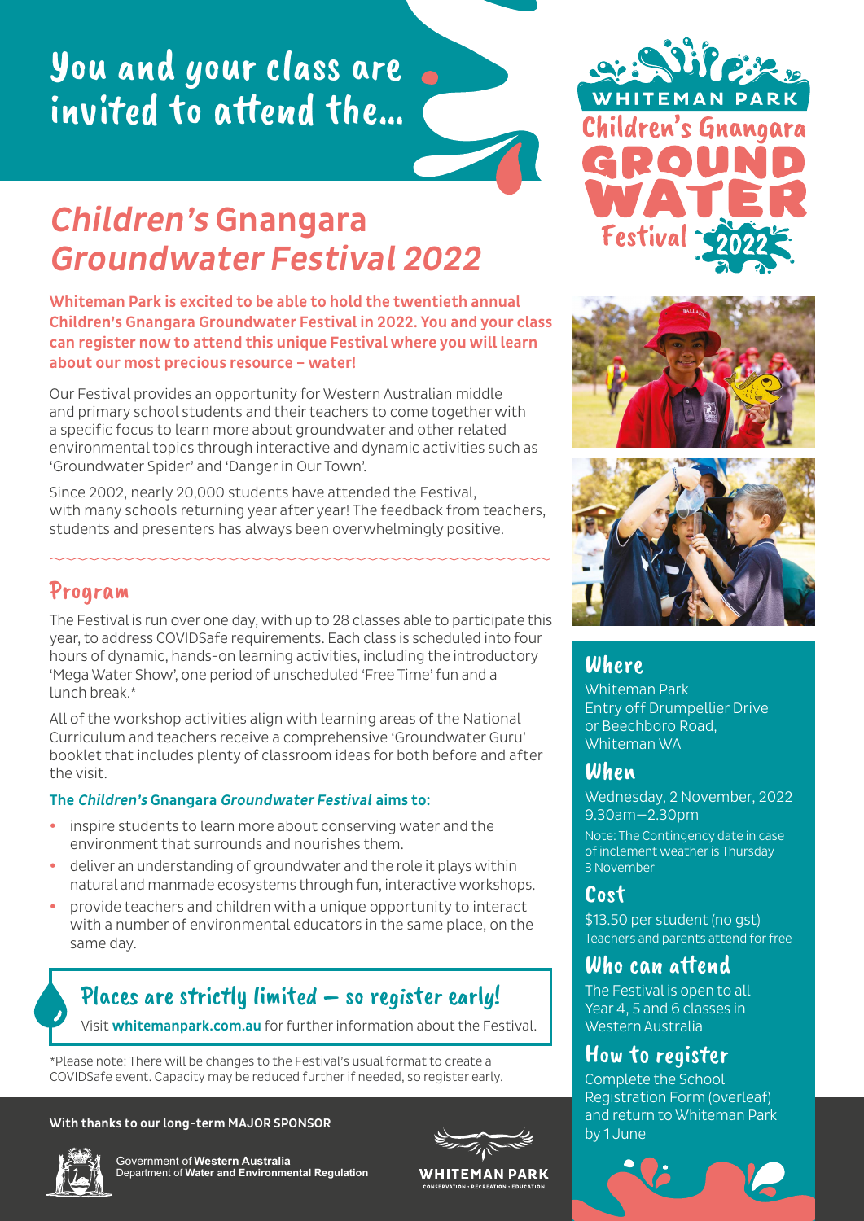# You and your class are invited to attend the...

WHITEMAN PARK
Children's Gnangara GROUND WATER Festival 2022

## *Children's* Gnangara *Groundwater Festival 2022*

**Whiteman Park is excited to be able to hold the twentieth annual Children's Gnangara Groundwater Festival in 2022. You and your class can register now to attend this unique Festival where you will learn about our most precious resource – water!**

Our Festival provides an opportunity for Western Australian middle and primary school students and their teachers to come together with a specific focus to learn more about groundwater and other related environmental topics through interactive and dynamic activities such as 'Groundwater Spider' and 'Danger in Our Town'.

Since 2002, nearly 20,000 students have attended the Festival, with many schools returning year after year! The feedback from teachers, students and presenters has always been overwhelmingly positive.

## Program

The Festival is run over one day, with up to 28 classes able to participate this year, to address COVIDSafe requirements. Each class is scheduled into four hours of dynamic, hands-on learning activities, including the introductory 'Mega Water Show', one period of unscheduled 'Free Time' fun and a lunch break.*

All of the workshop activities align with learning areas of the National Curriculum and teachers receive a comprehensive 'Groundwater Guru' booklet that includes plenty of classroom ideas for both before and after the visit.

**The *Children's* Gnangara *Groundwater Festival* aims to:**

- inspire students to learn more about conserving water and the environment that surrounds and nourishes them.
- deliver an understanding of groundwater and the role it plays within natural and manmade ecosystems through fun, interactive workshops.
- provide teachers and children with a unique opportunity to interact with a number of environmental educators in the same place, on the same day.

### Places are strictly limited – so register early!

Visit **whitemanpark.com.au** for further information about the Festival.

*Please note: There will be changes to the Festival's usual format to create a COVIDSafe event. Capacity may be reduced further if needed, so register early.

## Where

Whiteman Park
Entry off Drumpellier Drive or Beechboro Road, Whiteman WA

## When

Wednesday, 2 November, 2022
9.30am–2.30pm

Note: The Contingency date in case of inclement weather is Thursday 3 November

## Cost

$13.50 per student (no gst)
Teachers and parents attend for free

## Who can attend

The Festival is open to all Year 4, 5 and 6 classes in Western Australia

## How to register

Complete the School Registration Form (overleaf) and return to Whiteman Park by 1 June

**With thanks to our long-term MAJOR SPONSOR**

Government of **Western Australia**
Department of **Water and Environmental Regulation**

WHITEMAN PARK
CONSERVATION • RECREATION • EDUCATION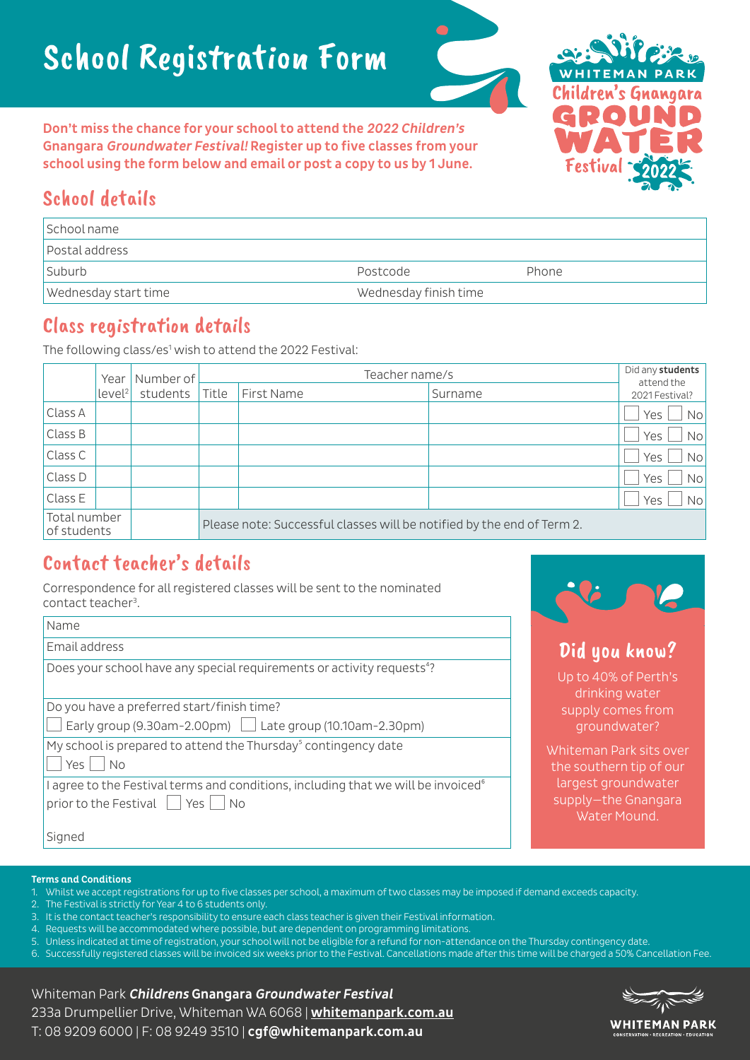# School Registration Form

**Don't miss the chance for your school to attend the *2022 Children's* Gnangara *Groundwater Festival!* Register up to five classes from your school using the form below and email or post a copy to us by 1 June.**

WHITEMAN PARK Children's Gnangara GROUND WATER Festival 2022

## School details

| | | |
|---|---|---|
| School name | | |
| Postal address | | |
| Suburb | Postcode | Phone |
| Wednesday start time | Wednesday finish time | |

## Class registration details

The following class/es[1] wish to attend the 2022 Festival:

| | Year level[2] | Number of students | Teacher name/s | | | Did any **students** attend the 2021 Festival? |
|---|---|---|---|---|---|---|
| | | | Title | First Name | Surname | |
| Class A | | | | | | ☐ Yes ☐ No |
| Class B | | | | | | ☐ Yes ☐ No |
| Class C | | | | | | ☐ Yes ☐ No |
| Class D | | | | | | ☐ Yes ☐ No |
| Class E | | | | | | ☐ Yes ☐ No |
| Total number of students | | | Please note: Successful classes will be notified by the end of Term 2. | | | |

## Contact teacher's details

Correspondence for all registered classes will be sent to the nominated contact teacher[3].

Name

Email address

Does your school have any special requirements or activity requests[4]?

Do you have a preferred start/finish time?

☐ Early group (9.30am-2.00pm) ☐ Late group (10.10am-2.30pm)

My school is prepared to attend the Thursday[5] contingency date

☐ Yes ☐ No

I agree to the Festival terms and conditions, including that we will be invoiced[6] prior to the Festival ☐ Yes ☐ No

Signed

## Did you know?

Up to 40% of Perth's drinking water supply comes from groundwater?

Whiteman Park sits over the southern tip of our largest groundwater supply—the Gnangara Water Mound.

**Terms and Conditions**

1. Whilst we accept registrations for up to five classes per school, a maximum of two classes may be imposed if demand exceeds capacity.
2. The Festival is strictly for Year 4 to 6 students only.
3. It is the contact teacher's responsibility to ensure each class teacher is given their Festival information.
4. Requests will be accommodated where possible, but are dependent on programming limitations.
5. Unless indicated at time of registration, your school will not be eligible for a refund for non-attendance on the Thursday contingency date.
6. Successfully registered classes will be invoiced six weeks prior to the Festival. Cancellations made after this time will be charged a 50% Cancellation Fee.

Whiteman Park ***Childrens*** **Gnangara** ***Groundwater Festival***
233a Drumpellier Drive, Whiteman WA 6068 | **whitemanpark.com.au**
T: 08 9209 6000 | F: 08 9249 3510 | **cgf@whitemanpark.com.au**

WHITEMAN PARK
CONSERVATION • RECREATION • EDUCATION